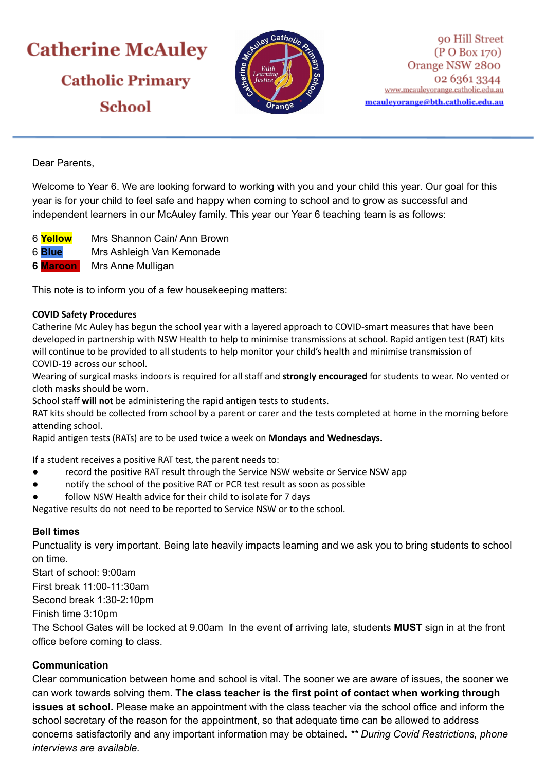# Catherine McAuley

## Catholic Primary School

90 Hill Street
(P O Box 170)
Orange NSW 2800
02 6361 3344
www.mcauleyorange.catholic.edu.au
mcauleyorange@bth.catholic.edu.au

---

Dear Parents,

Welcome to Year 6. We are looking forward to working with you and your child this year. Our goal for this year is for your child to feel safe and happy when coming to school and to grow as successful and independent learners in our McAuley family. This year our Year 6 teaching team is as follows:

| | |
|---|---|
| 6 **Yellow** | Mrs Shannon Cain/ Ann Brown |
| 6 **Blue** | Mrs Ashleigh Van Kemonade |
| **6 Maroon** | Mrs Anne Mulligan |

This note is to inform you of a few housekeeping matters:

**COVID Safety Procedures**

Catherine Mc Auley has begun the school year with a layered approach to COVID-smart measures that have been developed in partnership with NSW Health to help to minimise transmissions at school. Rapid antigen test (RAT) kits will continue to be provided to all students to help monitor your child's health and minimise transmission of COVID-19 across our school.

Wearing of surgical masks indoors is required for all staff and **strongly encouraged** for students to wear. No vented or cloth masks should be worn.

School staff **will not** be administering the rapid antigen tests to students.

RAT kits should be collected from school by a parent or carer and the tests completed at home in the morning before attending school.

Rapid antigen tests (RATs) are to be used twice a week on **Mondays and Wednesdays.**

If a student receives a positive RAT test, the parent needs to:

- record the positive RAT result through the Service NSW website or Service NSW app
- notify the school of the positive RAT or PCR test result as soon as possible
- follow NSW Health advice for their child to isolate for 7 days

Negative results do not need to be reported to Service NSW or to the school.

**Bell times**

Punctuality is very important. Being late heavily impacts learning and we ask you to bring students to school on time.

Start of school: 9:00am
First break 11:00-11:30am
Second break 1:30-2:10pm
Finish time 3:10pm

The School Gates will be locked at 9.00am In the event of arriving late, students **MUST** sign in at the front office before coming to class.

**Communication**

Clear communication between home and school is vital. The sooner we are aware of issues, the sooner we can work towards solving them. **The class teacher is the first point of contact when working through issues at school.** Please make an appointment with the class teacher via the school office and inform the school secretary of the reason for the appointment, so that adequate time can be allowed to address concerns satisfactorily and any important information may be obtained. ** *During Covid Restrictions, phone interviews are available.*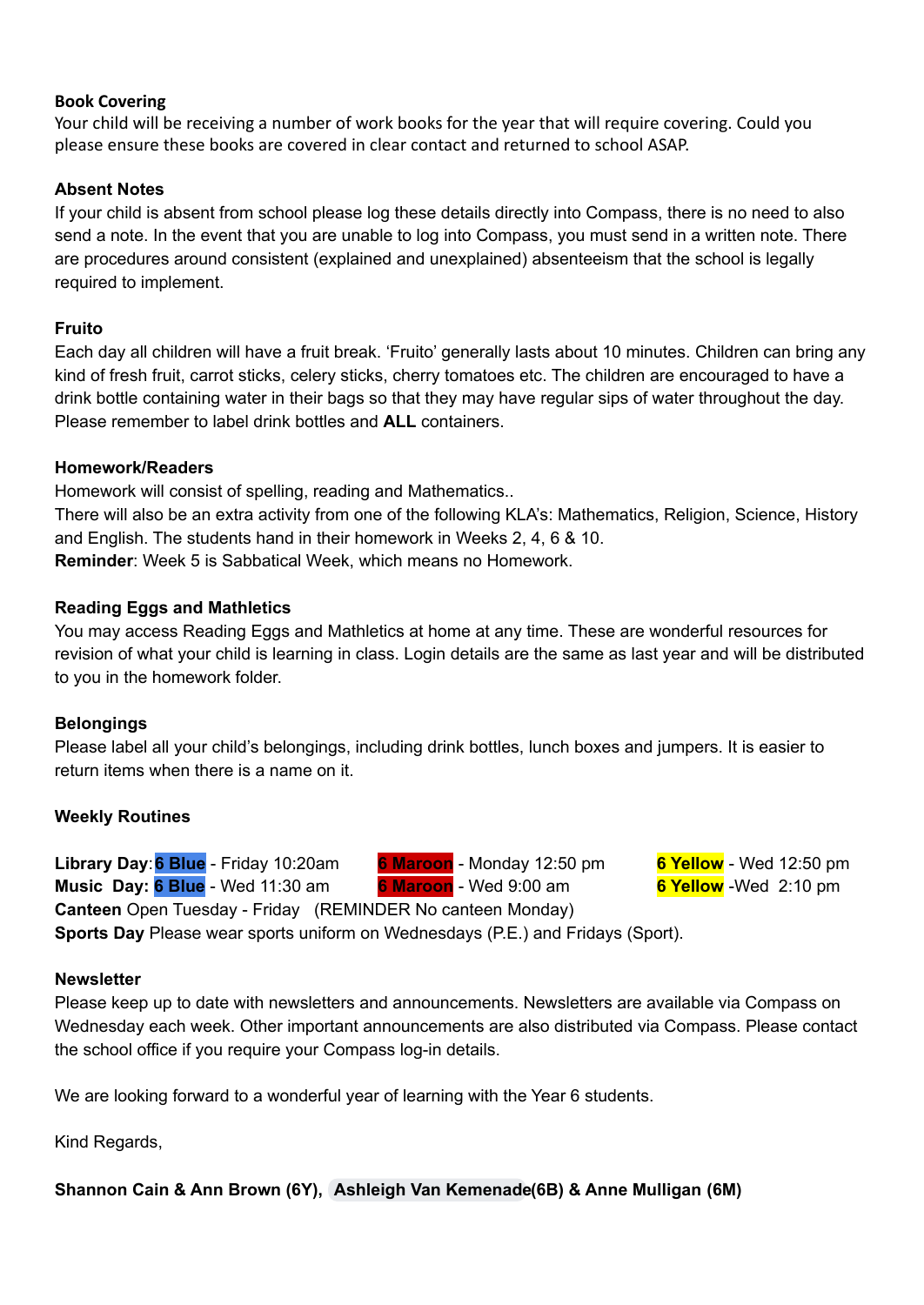**Book Covering**
Your child will be receiving a number of work books for the year that will require covering. Could you please ensure these books are covered in clear contact and returned to school ASAP.

**Absent Notes**
If your child is absent from school please log these details directly into Compass, there is no need to also send a note. In the event that you are unable to log into Compass, you must send in a written note. There are procedures around consistent (explained and unexplained) absenteeism that the school is legally required to implement.

**Fruito**
Each day all children will have a fruit break. 'Fruito' generally lasts about 10 minutes. Children can bring any kind of fresh fruit, carrot sticks, celery sticks, cherry tomatoes etc. The children are encouraged to have a drink bottle containing water in their bags so that they may have regular sips of water throughout the day. Please remember to label drink bottles and **ALL** containers.

**Homework/Readers**
Homework will consist of spelling, reading and Mathematics..
There will also be an extra activity from one of the following KLA's: Mathematics, Religion, Science, History and English. The students hand in their homework in Weeks 2, 4, 6 & 10.
**Reminder**: Week 5 is Sabbatical Week, which means no Homework.

**Reading Eggs and Mathletics**
You may access Reading Eggs and Mathletics at home at any time. These are wonderful resources for revision of what your child is learning in class. Login details are the same as last year and will be distributed to you in the homework folder.

**Belongings**
Please label all your child's belongings, including drink bottles, lunch boxes and jumpers. It is easier to return items when there is a name on it.

**Weekly Routines**

**Library Day**: **6 Blue** - Friday 10:20am **6 Maroon** - Monday 12:50 pm **6 Yellow** - Wed 12:50 pm
**Music Day: 6 Blue** - Wed 11:30 am **6 Maroon** - Wed 9:00 am **6 Yellow** -Wed 2:10 pm
**Canteen** Open Tuesday - Friday (REMINDER No canteen Monday)
**Sports Day** Please wear sports uniform on Wednesdays (P.E.) and Fridays (Sport).

**Newsletter**
Please keep up to date with newsletters and announcements. Newsletters are available via Compass on Wednesday each week. Other important announcements are also distributed via Compass. Please contact the school office if you require your Compass log-in details.

We are looking forward to a wonderful year of learning with the Year 6 students.

Kind Regards,

**Shannon Cain & Ann Brown (6Y), Ashleigh Van Kemenade(6B) & Anne Mulligan (6M)**